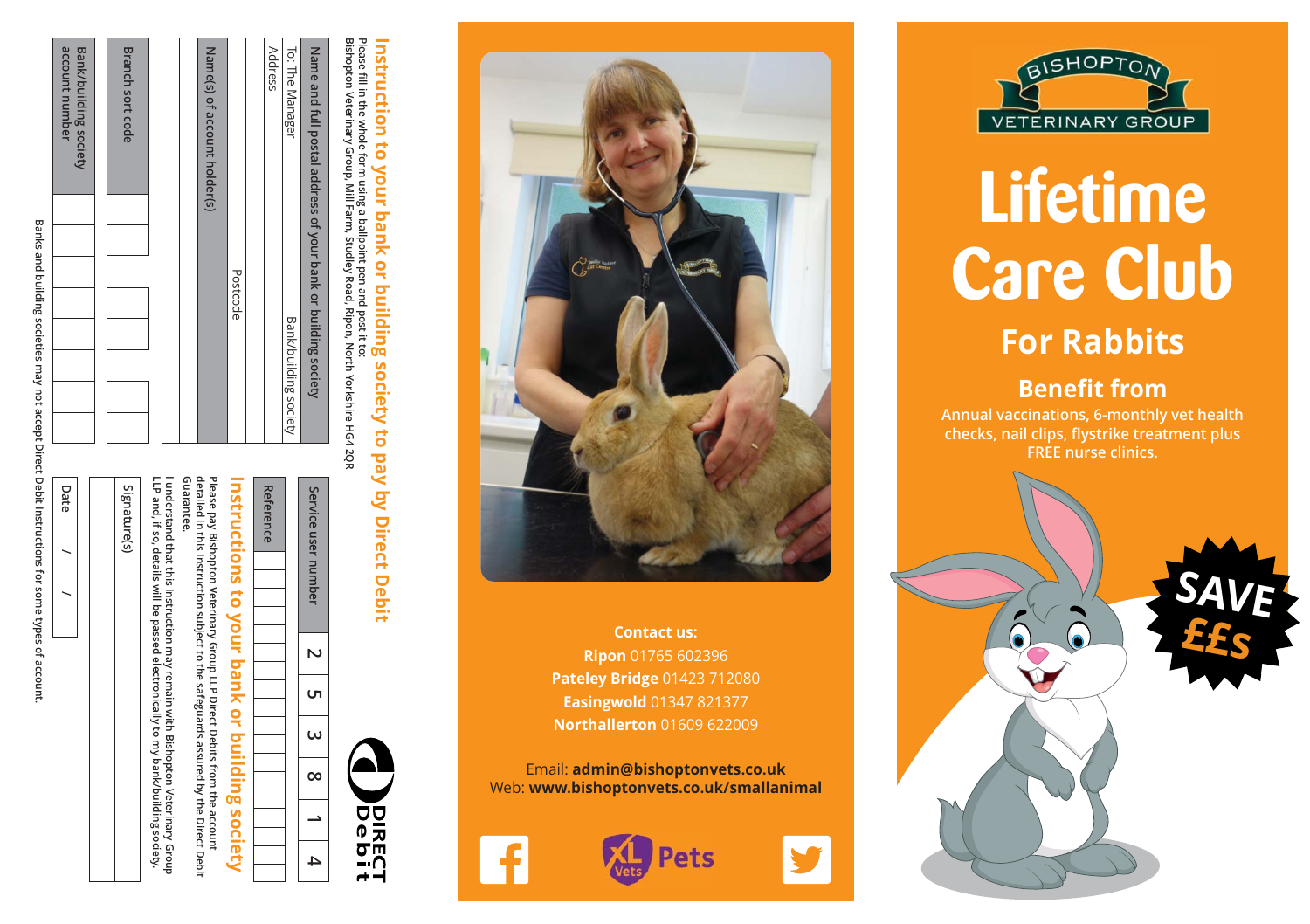## Instruction to your bank or building society to pay by Direct Debit

Please fill in the whole form using a ballpoint pen and post it to:
Bishopton Veterinary Group, Mill Farm, Studley Road, Ripon, North Yorkshire HG4 2QR

DIRECT Debit

**Name and full postal address of your bank or building society**

To: The Manager | Bank/building society

Address

Postcode

**Name(s) of account holder(s)**

**Branch sort code**

**Bank/building society account number**

**Service user number**

| 2 | 5 | 3 | 8 | 1 | 4 |
|---|---|---|---|---|---|

**Reference**

### Instructions to your bank or building society

**Please pay Bishopton Veterinary Group LLP Direct Debits from the account detailed in this Instruction subject to the safeguards assured by the Direct Debit Guarantee.**

I understand that this Instruction may remain with Bishopton Veterinary Group LLP and, if so, details will be passed electronically to my bank/building society.

Signature(s)

Date / /

Banks and building societies may not accept Direct Debit Instructions for some types of account.

**Contact us:**
**Ripon** 01765 602396
**Pateley Bridge** 01423 712080
**Easingwold** 01347 821377
**Northallerton** 01609 622009

Email: **admin@bishoptonvets.co.uk**
Web: **www.bishoptonvets.co.uk/smallanimal**

XL Vets Pets

BISHOPTON VETERINARY GROUP

# Lifetime Care Club

## For Rabbits

### Benefit from

Annual vaccinations, 6-monthly vet health checks, nail clips, flystrike treatment plus FREE nurse clinics.

SAVE ££s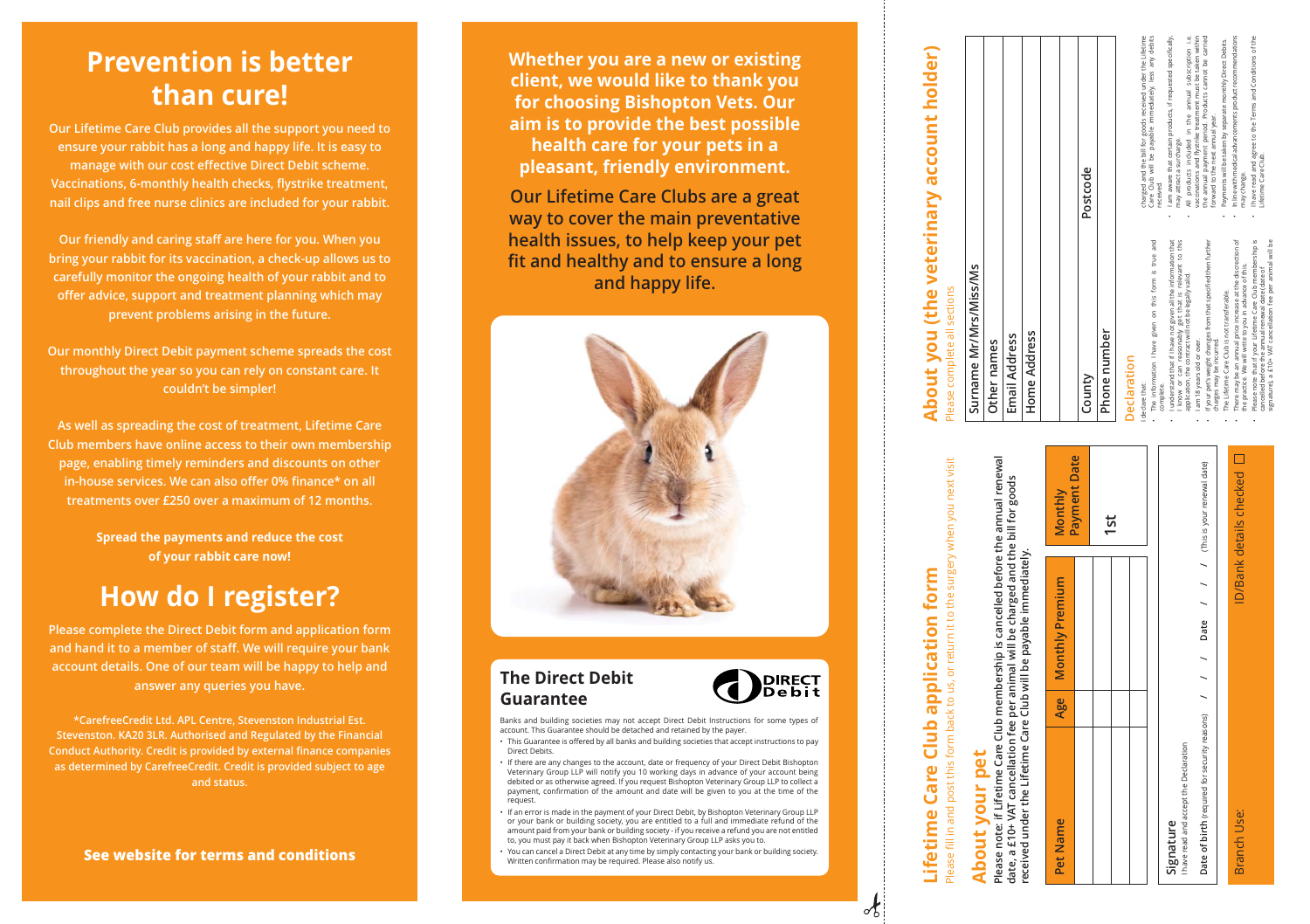# Prevention is better than cure!

Our Lifetime Care Club provides all the support you need to ensure your rabbit has a long and happy life. It is easy to manage with our cost effective Direct Debit scheme. Vaccinations, 6-monthly health checks, flystrike treatment, nail clips and free nurse clinics are included for your rabbit.

Our friendly and caring staff are here for you. When you bring your rabbit for its vaccination, a check-up allows us to carefully monitor the ongoing health of your rabbit and to offer advice, support and treatment planning which may prevent problems arising in the future.

Our monthly Direct Debit payment scheme spreads the cost throughout the year so you can rely on constant care. It couldn't be simpler!

As well as spreading the cost of treatment, Lifetime Care Club members have online access to their own membership page, enabling timely reminders and discounts on other in-house services. We can also offer 0% finance* on all treatments over £250 over a maximum of 12 months.

**Spread the payments and reduce the cost of your rabbit care now!**

# How do I register?

Please complete the Direct Debit form and application form and hand it to a member of staff. We will require your bank account details. One of our team will be happy to help and answer any queries you have.

*CarefreeCredit Ltd. APL Centre, Stevenston Industrial Est. Stevenston. KA20 3LR. Authorised and Regulated by the Financial Conduct Authority. Credit is provided by external finance companies as determined by CarefreeCredit. Credit is provided subject to age and status.

**See website for terms and conditions**

**Whether you are a new or existing client, we would like to thank you for choosing Bishopton Vets. Our aim is to provide the best possible health care for your pets in a pleasant, friendly environment.**

**Our Lifetime Care Clubs are a great way to cover the main preventative health issues, to help keep your pet fit and healthy and to ensure a long and happy life.**

## The Direct Debit Guarantee

DIRECT Debit

Banks and building societies may not accept Direct Debit Instructions for some types of account. This Guarantee should be detached and retained by the payer.

- This Guarantee is offered by all banks and building societies that accept instructions to pay Direct Debits.
- If there are any changes to the account, date or frequency of your Direct Debit Bishopton Veterinary Group LLP will notify you 10 working days in advance of your account being debited or as otherwise agreed. If you request Bishopton Veterinary Group LLP to collect a payment, confirmation of the amount and date will be given to you at the time of the request.
- If an error is made in the payment of your Direct Debit, by Bishopton Veterinary Group LLP or your bank or building society, you are entitled to a full and immediate refund of the amount paid from your bank or building society - if you receive a refund you are not entitled to, you must pay it back when Bishopton Veterinary Group LLP asks you to.
- You can cancel a Direct Debit at any time by simply contacting your bank or building society. Written confirmation may be required. Please also notify us.

# Lifetime Care Club application form

Please fill in and post this form back to us, or return it to the surgery when you next visit

## About your pet

Please note: if Lifetime Care Club membership is cancelled before the annual renewal date, a £10+ VAT cancellation fee per animal will be charged and the bill for goods received under the Lifetime Care Club will be payable immediately.

| Pet Name | Age | Monthly Premium | Monthly Payment Date |
|---|---|---|---|
| | | | 1st |
| | | | |
| | | | |

**Signature**
I have read and accept the Declaration

Date of birth (required for security reasons) / / Date / / (This is your renewal date)

Branch Use: ID/Bank details checked ☐

## About you (the veterinary account holder)

Please complete all sections

| | |
|---|---|
| Surname Mr/Mrs/Miss/Ms | |
| Other names | |
| Email Address | |
| Home Address | |
| | |
| County | Postcode |
| Phone number | |

### Declaration

I declare that:

- The information I have given on this form is true and complete.
- I understand that if I have not given all the information that I know or can reasonably get that is relevant to this application, the contract will not be legally valid.
- I am 18 years old or over.
- If your pet's weight changes from that specified then further charges may be incurred.
- The Lifetime Care Club is not transferable.
- There may be an annual price increase at the discretion of the practice. We will write to you in advance of this.
- Please note that if your Lifetime Care Club membership is cancelled before the annual renewal date (date of signature), a £10+ VAT cancellation fee per animal will be charged and the bill for goods received under the Lifetime Care Club will be payable immediately, less any debits received.
- I am aware that certain products, if requested specifically, may attract a surcharge.
- All products included in the annual subscription i.e. vaccinations and flystrike treatment must be taken within the annual payment period. Products cannot be carried forward to the next annual year.
- Payments will be taken by separate monthly Direct Debits.
- In line with medical advancements product recommendations may change.
- I have read and agree to the Terms and Conditions of the Lifetime Care Club.